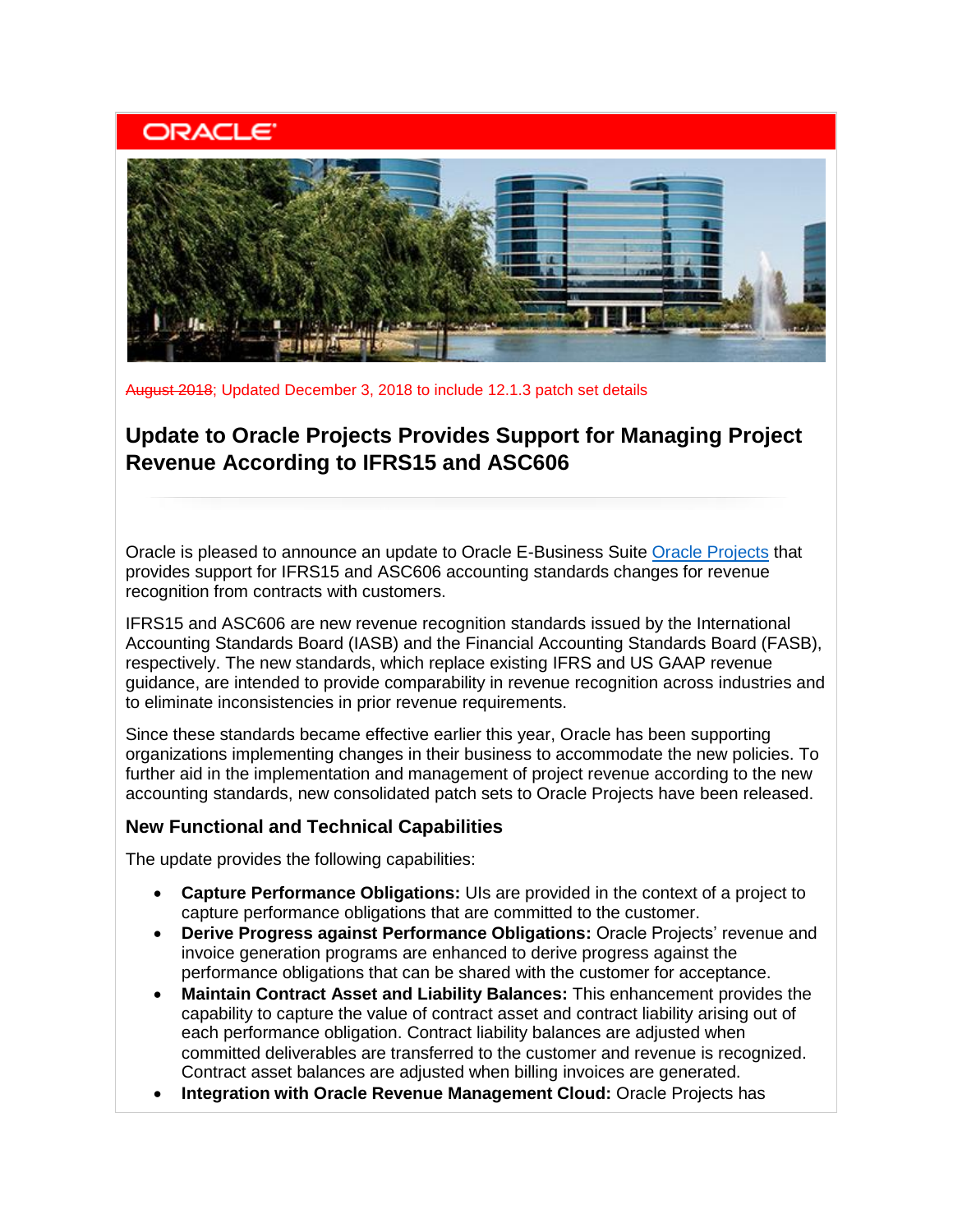ORACLE

~~August 2018~~; Updated December 3, 2018 to include 12.1.3 patch set details

## Update to Oracle Projects Provides Support for Managing Project Revenue According to IFRS15 and ASC606

Oracle is pleased to announce an update to Oracle E-Business Suite Oracle Projects that provides support for IFRS15 and ASC606 accounting standards changes for revenue recognition from contracts with customers.

IFRS15 and ASC606 are new revenue recognition standards issued by the International Accounting Standards Board (IASB) and the Financial Accounting Standards Board (FASB), respectively. The new standards, which replace existing IFRS and US GAAP revenue guidance, are intended to provide comparability in revenue recognition across industries and to eliminate inconsistencies in prior revenue requirements.

Since these standards became effective earlier this year, Oracle has been supporting organizations implementing changes in their business to accommodate the new policies. To further aid in the implementation and management of project revenue according to the new accounting standards, new consolidated patch sets to Oracle Projects have been released.

### New Functional and Technical Capabilities

The update provides the following capabilities:

- **Capture Performance Obligations:** UIs are provided in the context of a project to capture performance obligations that are committed to the customer.
- **Derive Progress against Performance Obligations:** Oracle Projects' revenue and invoice generation programs are enhanced to derive progress against the performance obligations that can be shared with the customer for acceptance.
- **Maintain Contract Asset and Liability Balances:** This enhancement provides the capability to capture the value of contract asset and contract liability arising out of each performance obligation. Contract liability balances are adjusted when committed deliverables are transferred to the customer and revenue is recognized. Contract asset balances are adjusted when billing invoices are generated.
- **Integration with Oracle Revenue Management Cloud:** Oracle Projects has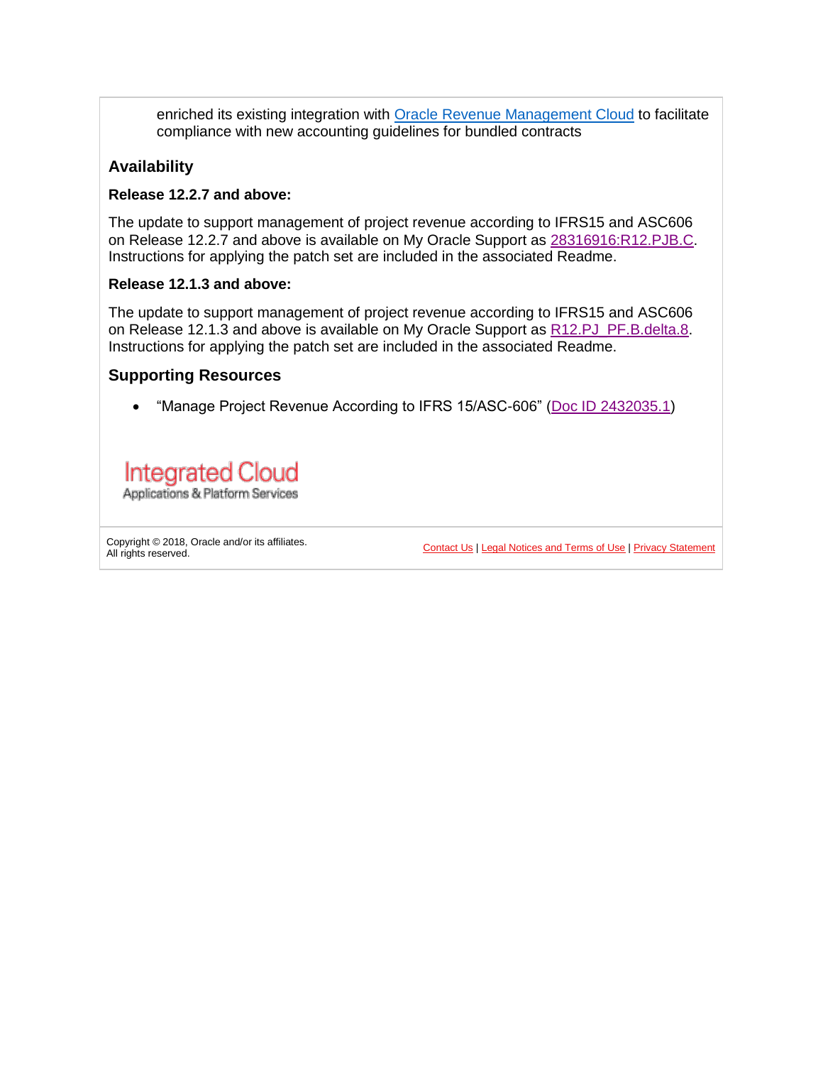enriched its existing integration with Oracle Revenue Management Cloud to facilitate compliance with new accounting guidelines for bundled contracts

## Availability

**Release 12.2.7 and above:**

The update to support management of project revenue according to IFRS15 and ASC606 on Release 12.2.7 and above is available on My Oracle Support as 28316916:R12.PJB.C. Instructions for applying the patch set are included in the associated Readme.

**Release 12.1.3 and above:**

The update to support management of project revenue according to IFRS15 and ASC606 on Release 12.1.3 and above is available on My Oracle Support as R12.PJ_PF.B.delta.8. Instructions for applying the patch set are included in the associated Readme.

## Supporting Resources

- "Manage Project Revenue According to IFRS 15/ASC-606" (Doc ID 2432035.1)

Integrated Cloud
Applications & Platform Services

Copyright © 2018, Oracle and/or its affiliates.
All rights reserved.

Contact Us | Legal Notices and Terms of Use | Privacy Statement